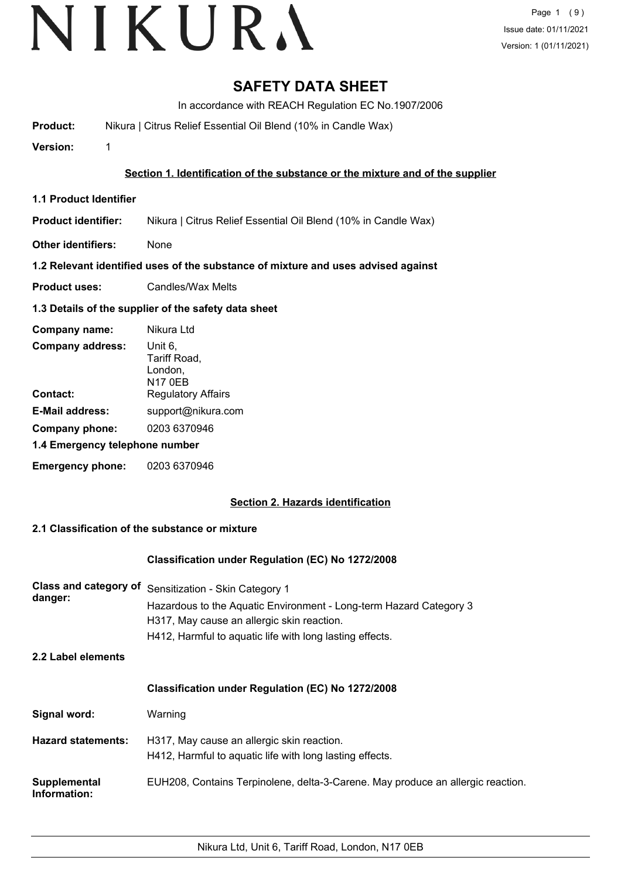# SAFETY DATA SHEET

In accordance with REACH Regulation EC No.1907/2006

**Product:** Nikura | Citrus Relief Essential Oil Blend (10% in Candle Wax)

**Version:** 1

## Section 1. Identification of the substance or the mixture and of the supplier

### 1.1 Product Identifier

**Product identifier:** Nikura | Citrus Relief Essential Oil Blend (10% in Candle Wax)

**Other identifiers:** None

### 1.2 Relevant identified uses of the substance of mixture and uses advised against

**Product uses:** Candles/Wax Melts

### 1.3 Details of the supplier of the safety data sheet

**Company name:** Nikura Ltd

**Company address:** Unit 6,
Tariff Road,
London,
N17 0EB

**Contact:** Regulatory Affairs

**E-Mail address:** support@nikura.com

**Company phone:** 0203 6370946

### 1.4 Emergency telephone number

**Emergency phone:** 0203 6370946

## Section 2. Hazards identification

### 2.1 Classification of the substance or mixture

**Classification under Regulation (EC) No 1272/2008**

**Class and category of danger:**
Sensitization - Skin Category 1
Hazardous to the Aquatic Environment - Long-term Hazard Category 3
H317, May cause an allergic skin reaction.
H412, Harmful to aquatic life with long lasting effects.

### 2.2 Label elements

**Classification under Regulation (EC) No 1272/2008**

**Signal word:** Warning

**Hazard statements:**
H317, May cause an allergic skin reaction.
H412, Harmful to aquatic life with long lasting effects.

**Supplemental Information:** EUH208, Contains Terpinolene, delta-3-Carene. May produce an allergic reaction.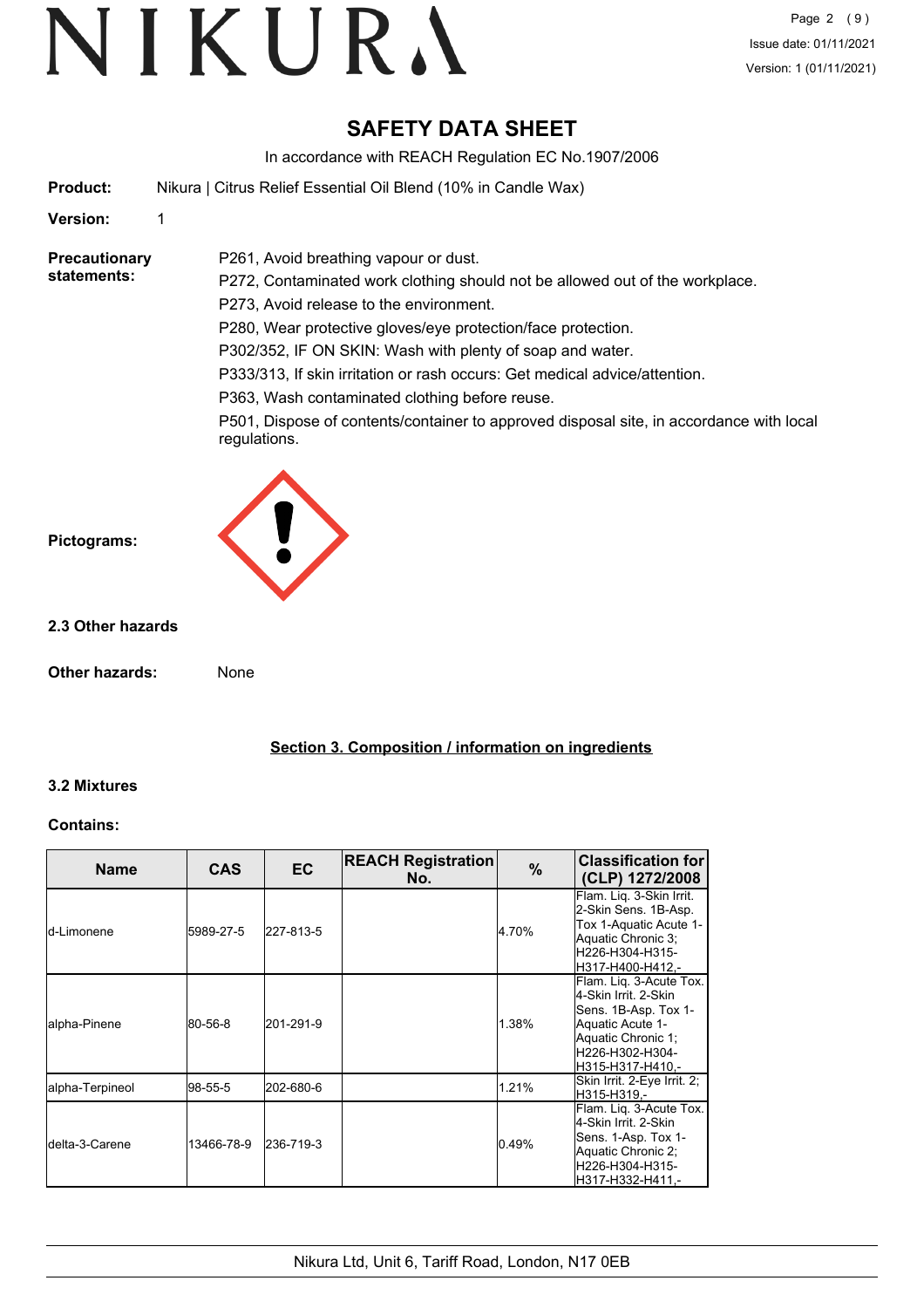# SAFETY DATA SHEET

In accordance with REACH Regulation EC No.1907/2006

**Product:** Nikura | Citrus Relief Essential Oil Blend (10% in Candle Wax)

**Version:** 1

**Precautionary statements:**

P261, Avoid breathing vapour or dust.
P272, Contaminated work clothing should not be allowed out of the workplace.
P273, Avoid release to the environment.
P280, Wear protective gloves/eye protection/face protection.
P302/352, IF ON SKIN: Wash with plenty of soap and water.
P333/313, If skin irritation or rash occurs: Get medical advice/attention.
P363, Wash contaminated clothing before reuse.
P501, Dispose of contents/container to approved disposal site, in accordance with local regulations.

**Pictograms:**

### 2.3 Other hazards

**Other hazards:** None

## Section 3. Composition / information on ingredients

### 3.2 Mixtures

**Contains:**

| Name | CAS | EC | REACH Registration No. | % | Classification for (CLP) 1272/2008 |
|---|---|---|---|---|---|
| d-Limonene | 5989-27-5 | 227-813-5 | | 4.70% | Flam. Liq. 3-Skin Irrit. 2-Skin Sens. 1B-Asp. Tox 1-Aquatic Acute 1-Aquatic Chronic 3;H226-H304-H315-H317-H400-H412,- |
| alpha-Pinene | 80-56-8 | 201-291-9 | | 1.38% | Flam. Liq. 3-Acute Tox. 4-Skin Irrit. 2-Skin Sens. 1B-Asp. Tox 1-Aquatic Acute 1-Aquatic Chronic 1;H226-H302-H304-H315-H317-H410,- |
| alpha-Terpineol | 98-55-5 | 202-680-6 | | 1.21% | Skin Irrit. 2-Eye Irrit. 2;H315-H319,- |
| delta-3-Carene | 13466-78-9 | 236-719-3 | | 0.49% | Flam. Liq. 3-Acute Tox. 4-Skin Irrit. 2-Skin Sens. 1-Asp. Tox 1-Aquatic Chronic 2;H226-H304-H315-H317-H332-H411,- |

Nikura Ltd, Unit 6, Tariff Road, London, N17 0EB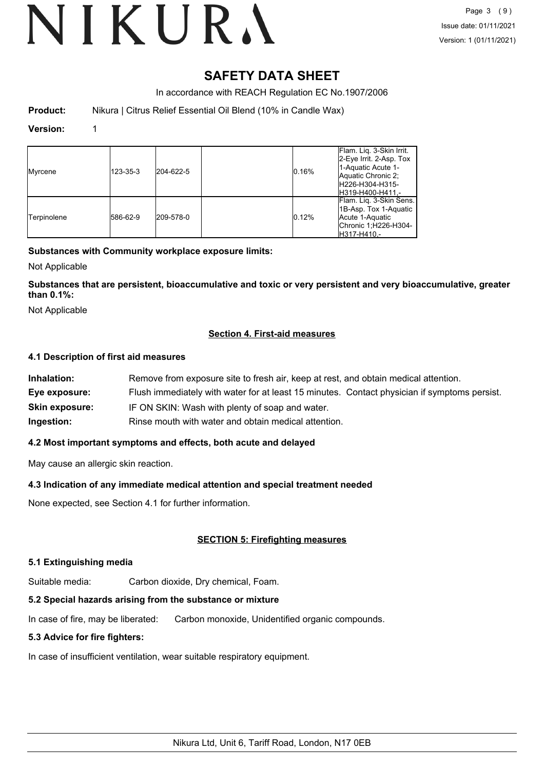# SAFETY DATA SHEET

In accordance with REACH Regulation EC No.1907/2006

**Product:** Nikura | Citrus Relief Essential Oil Blend (10% in Candle Wax)

**Version:** 1

| | | | | | |
|---|---|---|---|---|---|
| Myrcene | 123-35-3 | 204-622-5 | | 0.16% | Flam. Liq. 3-Skin Irrit. 2-Eye Irrit. 2-Asp. Tox 1-Aquatic Acute 1-Aquatic Chronic 2;H226-H304-H315-H319-H400-H411,- |
| Terpinolene | 586-62-9 | 209-578-0 | | 0.12% | Flam. Liq. 3-Skin Sens. 1B-Asp. Tox 1-Aquatic Acute 1-Aquatic Chronic 1;H226-H304-H317-H410,- |

**Substances with Community workplace exposure limits:**

Not Applicable

**Substances that are persistent, bioaccumulative and toxic or very persistent and very bioaccumulative, greater than 0.1%:**

Not Applicable

## Section 4. First-aid measures

### 4.1 Description of first aid measures

**Inhalation:** Remove from exposure site to fresh air, keep at rest, and obtain medical attention.

**Eye exposure:** Flush immediately with water for at least 15 minutes. Contact physician if symptoms persist.

**Skin exposure:** IF ON SKIN: Wash with plenty of soap and water.

**Ingestion:** Rinse mouth with water and obtain medical attention.

### 4.2 Most important symptoms and effects, both acute and delayed

May cause an allergic skin reaction.

### 4.3 Indication of any immediate medical attention and special treatment needed

None expected, see Section 4.1 for further information.

## SECTION 5: Firefighting measures

### 5.1 Extinguishing media

Suitable media: Carbon dioxide, Dry chemical, Foam.

### 5.2 Special hazards arising from the substance or mixture

In case of fire, may be liberated: Carbon monoxide, Unidentified organic compounds.

### 5.3 Advice for fire fighters:

In case of insufficient ventilation, wear suitable respiratory equipment.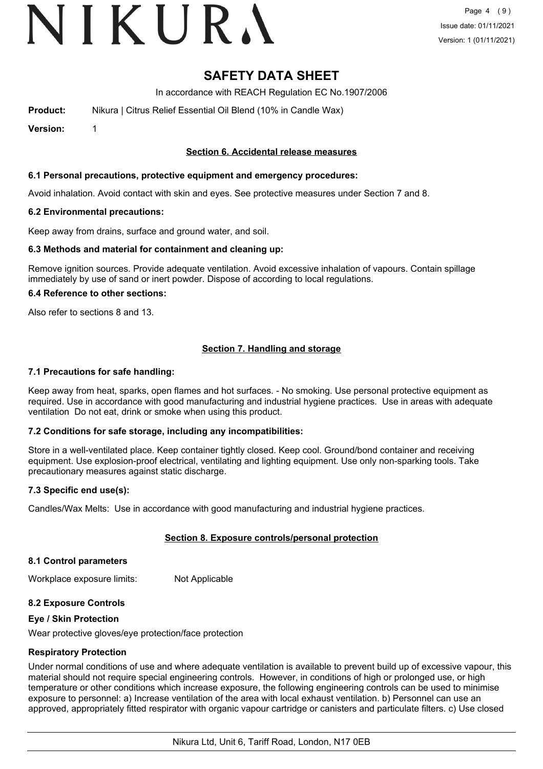# SAFETY DATA SHEET

In accordance with REACH Regulation EC No.1907/2006

**Product:** Nikura | Citrus Relief Essential Oil Blend (10% in Candle Wax)

**Version:** 1

## Section 6. Accidental release measures

### 6.1 Personal precautions, protective equipment and emergency procedures:

Avoid inhalation. Avoid contact with skin and eyes. See protective measures under Section 7 and 8.

### 6.2 Environmental precautions:

Keep away from drains, surface and ground water, and soil.

### 6.3 Methods and material for containment and cleaning up:

Remove ignition sources. Provide adequate ventilation. Avoid excessive inhalation of vapours. Contain spillage immediately by use of sand or inert powder. Dispose of according to local regulations.

### 6.4 Reference to other sections:

Also refer to sections 8 and 13.

## Section 7. Handling and storage

### 7.1 Precautions for safe handling:

Keep away from heat, sparks, open flames and hot surfaces. - No smoking. Use personal protective equipment as required. Use in accordance with good manufacturing and industrial hygiene practices. Use in areas with adequate ventilation Do not eat, drink or smoke when using this product.

### 7.2 Conditions for safe storage, including any incompatibilities:

Store in a well-ventilated place. Keep container tightly closed. Keep cool. Ground/bond container and receiving equipment. Use explosion-proof electrical, ventilating and lighting equipment. Use only non-sparking tools. Take precautionary measures against static discharge.

### 7.3 Specific end use(s):

Candles/Wax Melts: Use in accordance with good manufacturing and industrial hygiene practices.

## Section 8. Exposure controls/personal protection

### 8.1 Control parameters

Workplace exposure limits: Not Applicable

### 8.2 Exposure Controls

**Eye / Skin Protection**

Wear protective gloves/eye protection/face protection

**Respiratory Protection**

Under normal conditions of use and where adequate ventilation is available to prevent build up of excessive vapour, this material should not require special engineering controls. However, in conditions of high or prolonged use, or high temperature or other conditions which increase exposure, the following engineering controls can be used to minimise exposure to personnel: a) Increase ventilation of the area with local exhaust ventilation. b) Personnel can use an approved, appropriately fitted respirator with organic vapour cartridge or canisters and particulate filters. c) Use closed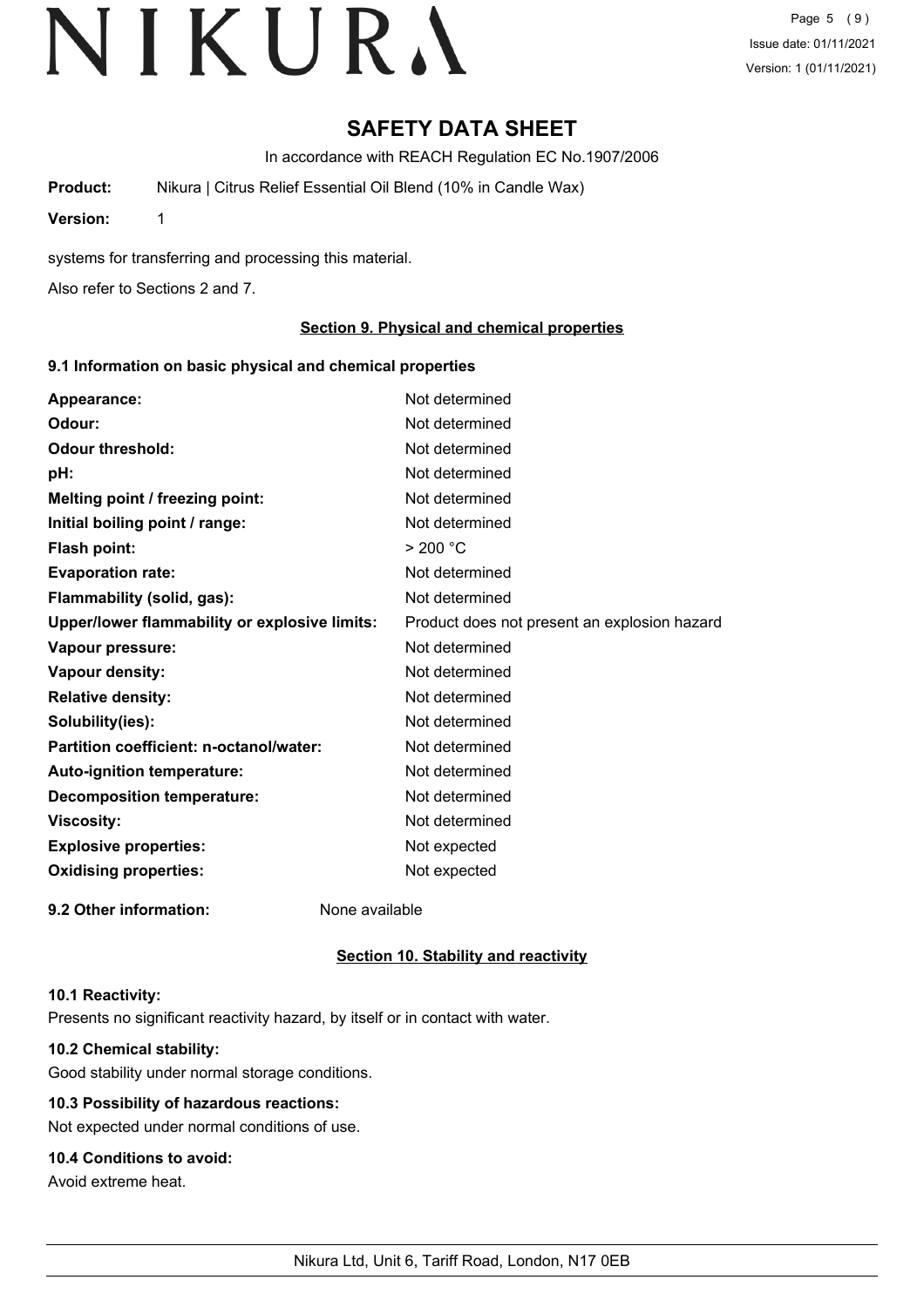# SAFETY DATA SHEET

In accordance with REACH Regulation EC No.1907/2006

**Product:** Nikura | Citrus Relief Essential Oil Blend (10% in Candle Wax)

**Version:** 1

systems for transferring and processing this material.

Also refer to Sections 2 and 7.

## Section 9. Physical and chemical properties

### 9.1 Information on basic physical and chemical properties

| | |
|---|---|
| **Appearance:** | Not determined |
| **Odour:** | Not determined |
| **Odour threshold:** | Not determined |
| **pH:** | Not determined |
| **Melting point / freezing point:** | Not determined |
| **Initial boiling point / range:** | Not determined |
| **Flash point:** | > 200 °C |
| **Evaporation rate:** | Not determined |
| **Flammability (solid, gas):** | Not determined |
| **Upper/lower flammability or explosive limits:** | Product does not present an explosion hazard |
| **Vapour pressure:** | Not determined |
| **Vapour density:** | Not determined |
| **Relative density:** | Not determined |
| **Solubility(ies):** | Not determined |
| **Partition coefficient: n-octanol/water:** | Not determined |
| **Auto-ignition temperature:** | Not determined |
| **Decomposition temperature:** | Not determined |
| **Viscosity:** | Not determined |
| **Explosive properties:** | Not expected |
| **Oxidising properties:** | Not expected |

**9.2 Other information:** None available

## Section 10. Stability and reactivity

### 10.1 Reactivity:

Presents no significant reactivity hazard, by itself or in contact with water.

### 10.2 Chemical stability:

Good stability under normal storage conditions.

### 10.3 Possibility of hazardous reactions:

Not expected under normal conditions of use.

### 10.4 Conditions to avoid:

Avoid extreme heat.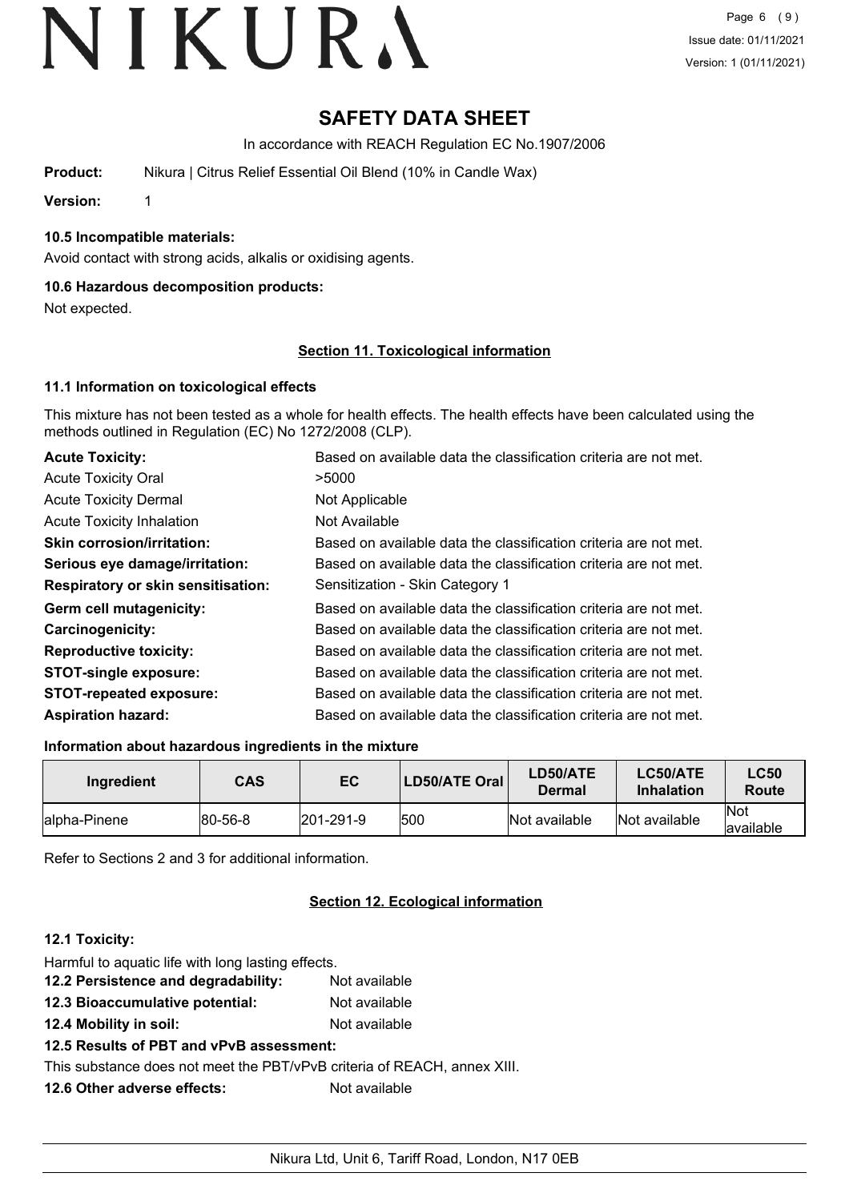# SAFETY DATA SHEET

In accordance with REACH Regulation EC No.1907/2006

**Product:** Nikura | Citrus Relief Essential Oil Blend (10% in Candle Wax)

**Version:** 1

### 10.5 Incompatible materials:

Avoid contact with strong acids, alkalis or oxidising agents.

### 10.6 Hazardous decomposition products:

Not expected.

## Section 11. Toxicological information

### 11.1 Information on toxicological effects

This mixture has not been tested as a whole for health effects. The health effects have been calculated using the methods outlined in Regulation (EC) No 1272/2008 (CLP).

**Acute Toxicity:** Based on available data the classification criteria are not met.

Acute Toxicity Oral: >5000

Acute Toxicity Dermal: Not Applicable

Acute Toxicity Inhalation: Not Available

**Skin corrosion/irritation:** Based on available data the classification criteria are not met.

**Serious eye damage/irritation:** Based on available data the classification criteria are not met.

**Respiratory or skin sensitisation:** Sensitization - Skin Category 1

**Germ cell mutagenicity:** Based on available data the classification criteria are not met.

**Carcinogenicity:** Based on available data the classification criteria are not met.

**Reproductive toxicity:** Based on available data the classification criteria are not met.

**STOT-single exposure:** Based on available data the classification criteria are not met.

**STOT-repeated exposure:** Based on available data the classification criteria are not met.

**Aspiration hazard:** Based on available data the classification criteria are not met.

### Information about hazardous ingredients in the mixture

| Ingredient | CAS | EC | LD50/ATE Oral | LD50/ATE Dermal | LC50/ATE Inhalation | LC50 Route |
|---|---|---|---|---|---|---|
| alpha-Pinene | 80-56-8 | 201-291-9 | 500 | Not available | Not available | Not available |

Refer to Sections 2 and 3 for additional information.

## Section 12. Ecological information

### 12.1 Toxicity:

Harmful to aquatic life with long lasting effects.

**12.2 Persistence and degradability:** Not available

**12.3 Bioaccumulative potential:** Not available

**12.4 Mobility in soil:** Not available

**12.5 Results of PBT and vPvB assessment:**

This substance does not meet the PBT/vPvB criteria of REACH, annex XIII.

**12.6 Other adverse effects:** Not available

Nikura Ltd, Unit 6, Tariff Road, London, N17 0EB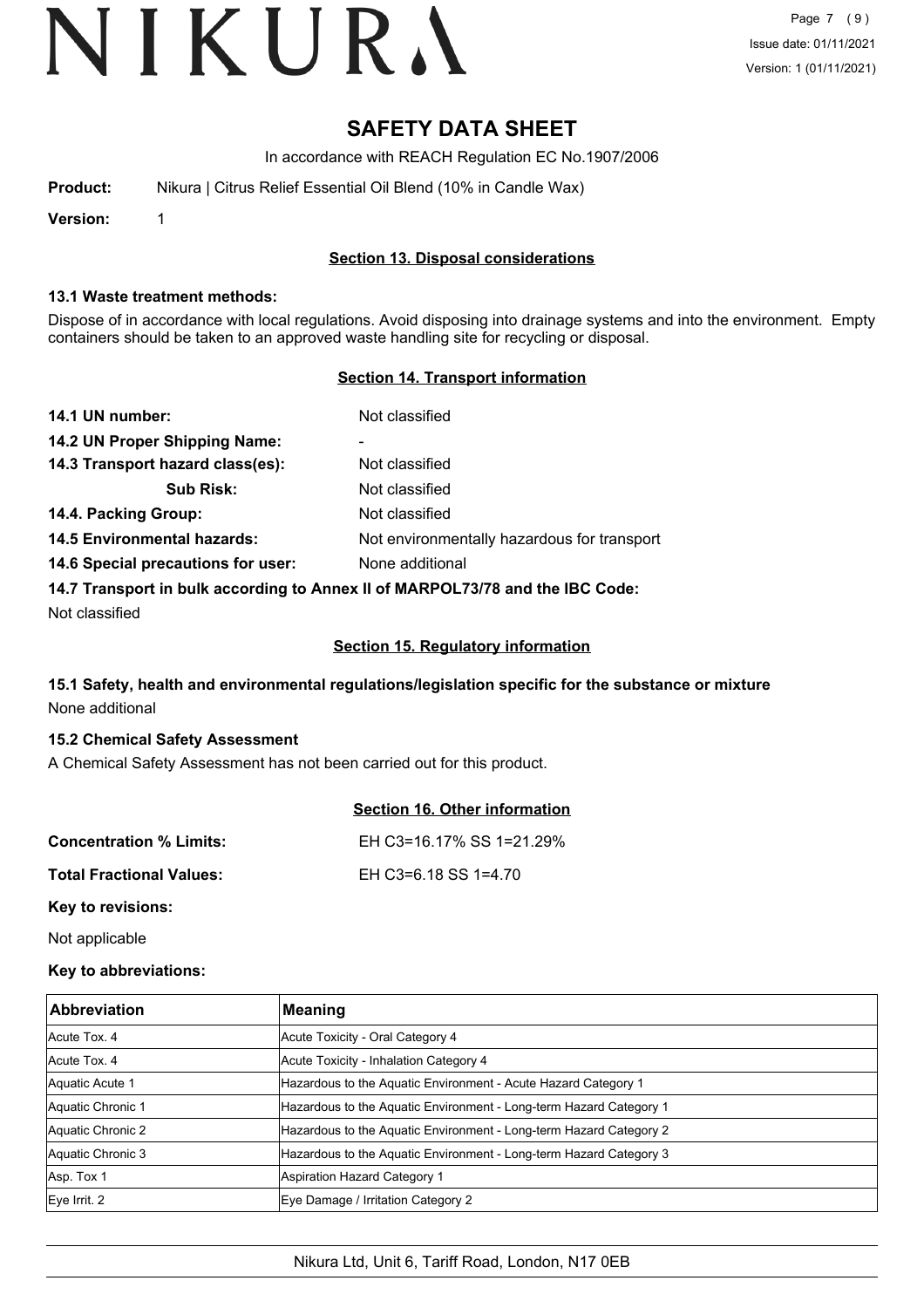# SAFETY DATA SHEET

In accordance with REACH Regulation EC No.1907/2006

**Product:** Nikura | Citrus Relief Essential Oil Blend (10% in Candle Wax)

**Version:** 1

## Section 13. Disposal considerations

### 13.1 Waste treatment methods:

Dispose of in accordance with local regulations. Avoid disposing into drainage systems and into the environment. Empty containers should be taken to an approved waste handling site for recycling or disposal.

## Section 14. Transport information

**14.1 UN number:** Not classified

**14.2 UN Proper Shipping Name:** -

**14.3 Transport hazard class(es):** Not classified

**Sub Risk:** Not classified

**14.4. Packing Group:** Not classified

**14.5 Environmental hazards:** Not environmentally hazardous for transport

**14.6 Special precautions for user:** None additional

**14.7 Transport in bulk according to Annex II of MARPOL73/78 and the IBC Code:**

Not classified

## Section 15. Regulatory information

### 15.1 Safety, health and environmental regulations/legislation specific for the substance or mixture

None additional

### 15.2 Chemical Safety Assessment

A Chemical Safety Assessment has not been carried out for this product.

## Section 16. Other information

**Concentration % Limits:** EH C3=16.17% SS 1=21.29%

**Total Fractional Values:** EH C3=6.18 SS 1=4.70

**Key to revisions:**

Not applicable

**Key to abbreviations:**

| Abbreviation | Meaning |
|---|---|
| Acute Tox. 4 | Acute Toxicity - Oral Category 4 |
| Acute Tox. 4 | Acute Toxicity - Inhalation Category 4 |
| Aquatic Acute 1 | Hazardous to the Aquatic Environment - Acute Hazard Category 1 |
| Aquatic Chronic 1 | Hazardous to the Aquatic Environment - Long-term Hazard Category 1 |
| Aquatic Chronic 2 | Hazardous to the Aquatic Environment - Long-term Hazard Category 2 |
| Aquatic Chronic 3 | Hazardous to the Aquatic Environment - Long-term Hazard Category 3 |
| Asp. Tox 1 | Aspiration Hazard Category 1 |
| Eye Irrit. 2 | Eye Damage / Irritation Category 2 |

Nikura Ltd, Unit 6, Tariff Road, London, N17 0EB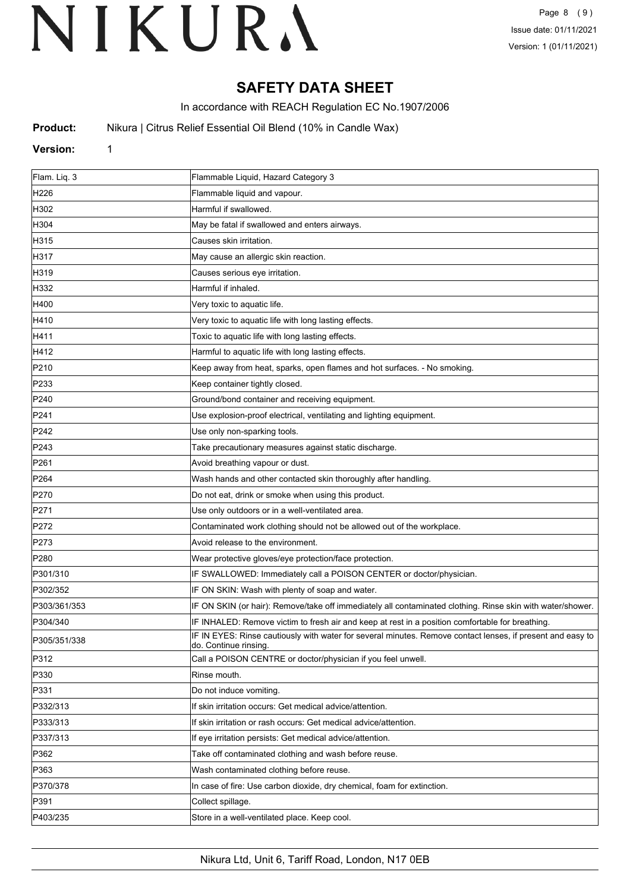# SAFETY DATA SHEET

In accordance with REACH Regulation EC No.1907/2006

**Product:** Nikura | Citrus Relief Essential Oil Blend (10% in Candle Wax)

**Version:** 1

| | |
|---|---|
| Flam. Liq. 3 | Flammable Liquid, Hazard Category 3 |
| H226 | Flammable liquid and vapour. |
| H302 | Harmful if swallowed. |
| H304 | May be fatal if swallowed and enters airways. |
| H315 | Causes skin irritation. |
| H317 | May cause an allergic skin reaction. |
| H319 | Causes serious eye irritation. |
| H332 | Harmful if inhaled. |
| H400 | Very toxic to aquatic life. |
| H410 | Very toxic to aquatic life with long lasting effects. |
| H411 | Toxic to aquatic life with long lasting effects. |
| H412 | Harmful to aquatic life with long lasting effects. |
| P210 | Keep away from heat, sparks, open flames and hot surfaces. - No smoking. |
| P233 | Keep container tightly closed. |
| P240 | Ground/bond container and receiving equipment. |
| P241 | Use explosion-proof electrical, ventilating and lighting equipment. |
| P242 | Use only non-sparking tools. |
| P243 | Take precautionary measures against static discharge. |
| P261 | Avoid breathing vapour or dust. |
| P264 | Wash hands and other contacted skin thoroughly after handling. |
| P270 | Do not eat, drink or smoke when using this product. |
| P271 | Use only outdoors or in a well-ventilated area. |
| P272 | Contaminated work clothing should not be allowed out of the workplace. |
| P273 | Avoid release to the environment. |
| P280 | Wear protective gloves/eye protection/face protection. |
| P301/310 | IF SWALLOWED: Immediately call a POISON CENTER or doctor/physician. |
| P302/352 | IF ON SKIN: Wash with plenty of soap and water. |
| P303/361/353 | IF ON SKIN (or hair): Remove/take off immediately all contaminated clothing. Rinse skin with water/shower. |
| P304/340 | IF INHALED: Remove victim to fresh air and keep at rest in a position comfortable for breathing. |
| P305/351/338 | IF IN EYES: Rinse cautiously with water for several minutes. Remove contact lenses, if present and easy to do. Continue rinsing. |
| P312 | Call a POISON CENTRE or doctor/physician if you feel unwell. |
| P330 | Rinse mouth. |
| P331 | Do not induce vomiting. |
| P332/313 | If skin irritation occurs: Get medical advice/attention. |
| P333/313 | If skin irritation or rash occurs: Get medical advice/attention. |
| P337/313 | If eye irritation persists: Get medical advice/attention. |
| P362 | Take off contaminated clothing and wash before reuse. |
| P363 | Wash contaminated clothing before reuse. |
| P370/378 | In case of fire: Use carbon dioxide, dry chemical, foam for extinction. |
| P391 | Collect spillage. |
| P403/235 | Store in a well-ventilated place. Keep cool. |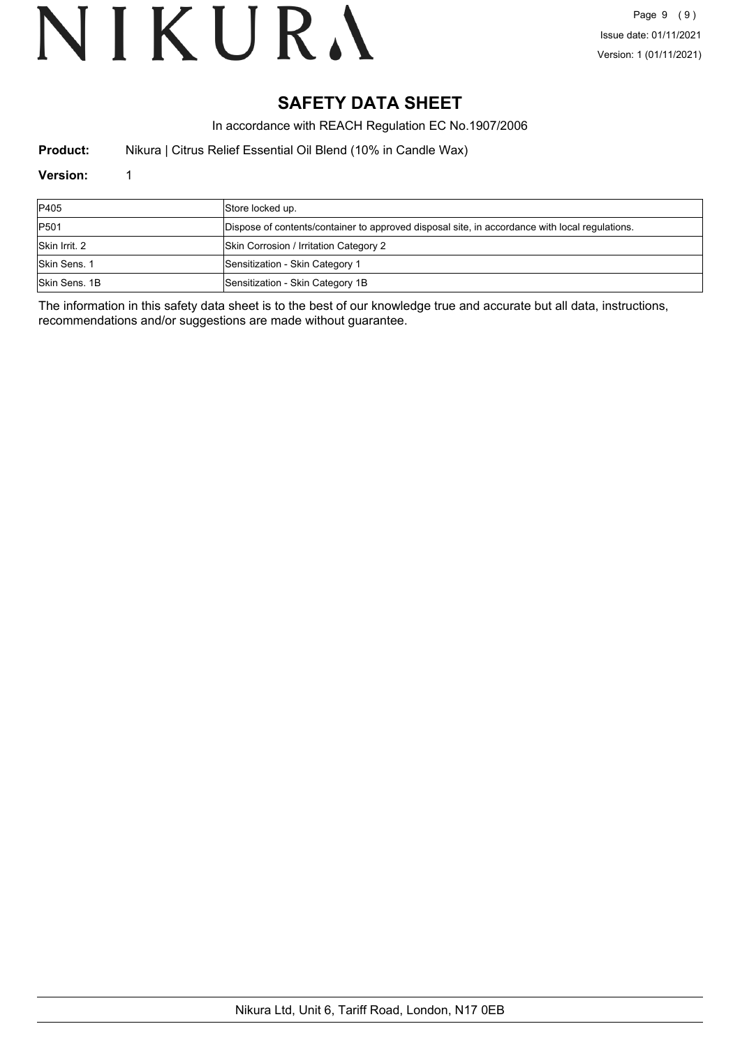# SAFETY DATA SHEET

In accordance with REACH Regulation EC No.1907/2006

**Product:** Nikura | Citrus Relief Essential Oil Blend (10% in Candle Wax)

**Version:** 1

| | |
|---|---|
| P405 | Store locked up. |
| P501 | Dispose of contents/container to approved disposal site, in accordance with local regulations. |
| Skin Irrit. 2 | Skin Corrosion / Irritation Category 2 |
| Skin Sens. 1 | Sensitization - Skin Category 1 |
| Skin Sens. 1B | Sensitization - Skin Category 1B |

The information in this safety data sheet is to the best of our knowledge true and accurate but all data, instructions, recommendations and/or suggestions are made without guarantee.